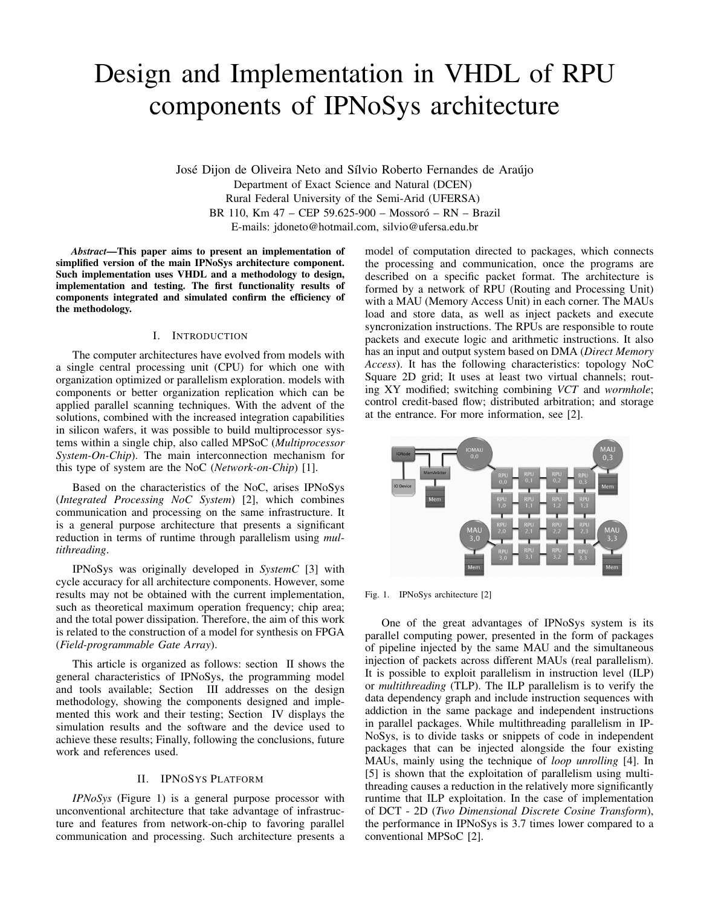# Design and Implementation in VHDL of RPU components of IPNoSys architecture

José Dijon de Oliveira Neto and Sílvio Roberto Fernandes de Araújo
Department of Exact Science and Natural (DCEN)
Rural Federal University of the Semi-Arid (UFERSA)
BR 110, Km 47 – CEP 59.625-900 – Mossoró – RN – Brazil
E-mails: jdoneto@hotmail.com, silvio@ufersa.edu.br

***Abstract*—This paper aims to present an implementation of simplified version of the main IPNoSys architecture component. Such implementation uses VHDL and a methodology to design, implementation and testing. The first functionality results of components integrated and simulated confirm the efficiency of the methodology.**

## I. Introduction

The computer architectures have evolved from models with a single central processing unit (CPU) for which one with organization optimized or parallelism exploration. models with components or better organization replication which can be applied parallel scanning techniques. With the advent of the solutions, combined with the increased integration capabilities in silicon wafers, it was possible to build multiprocessor systems within a single chip, also called MPSoC (*Multiprocessor System-On-Chip*). The main interconnection mechanism for this type of system are the NoC (*Network-on-Chip*) [1].

Based on the characteristics of the NoC, arises IPNoSys (*Integrated Processing NoC System*) [2], which combines communication and processing on the same infrastructure. It is a general purpose architecture that presents a significant reduction in terms of runtime through parallelism using *multithreading*.

IPNoSys was originally developed in *SystemC* [3] with cycle accuracy for all architecture components. However, some results may not be obtained with the current implementation, such as theoretical maximum operation frequency; chip area; and the total power dissipation. Therefore, the aim of this work is related to the construction of a model for synthesis on FPGA (*Field-programmable Gate Array*).

This article is organized as follows: section II shows the general characteristics of IPNoSys, the programming model and tools available; Section III addresses on the design methodology, showing the components designed and implemented this work and their testing; Section IV displays the simulation results and the software and the device used to achieve these results; Finally, following the conclusions, future work and references used.

## II. IPNoSys Platform

*IPNoSys* (Figure 1) is a general purpose processor with unconventional architecture that take advantage of infrastructure and features from network-on-chip to favoring parallel communication and processing. Such architecture presents a model of computation directed to packages, which connects the processing and communication, once the programs are described on a specific packet format. The architecture is formed by a network of RPU (Routing and Processing Unit) with a MAU (Memory Access Unit) in each corner. The MAUs load and store data, as well as inject packets and execute syncronization instructions. The RPUs are responsible to route packets and execute logic and arithmetic instructions. It also has an input and output system based on DMA (*Direct Memory Access*). It has the following characteristics: topology NoC Square 2D grid; It uses at least two virtual channels; routing XY modified; switching combining *VCT* and *wormhole*; control credit-based flow; distributed arbitration; and storage at the entrance. For more information, see [2].

Fig. 1. IPNoSys architecture [2]

One of the great advantages of IPNoSys system is its parallel computing power, presented in the form of packages of pipeline injected by the same MAU and the simultaneous injection of packets across different MAUs (real parallelism). It is possible to exploit parallelism in instruction level (ILP) or *multithreading* (TLP). The ILP parallelism is to verify the data dependency graph and include instruction sequences with addiction in the same package and independent instructions in parallel packages. While multithreading parallelism in IPNoSys, is to divide tasks or snippets of code in independent packages that can be injected alongside the four existing MAUs, mainly using the technique of *loop unrolling* [4]. In [5] is shown that the exploitation of parallelism using multithreading causes a reduction in the relatively more significantly runtime that ILP exploitation. In the case of implementation of DCT - 2D (*Two Dimensional Discrete Cosine Transform*), the performance in IPNoSys is 3.7 times lower compared to a conventional MPSoC [2].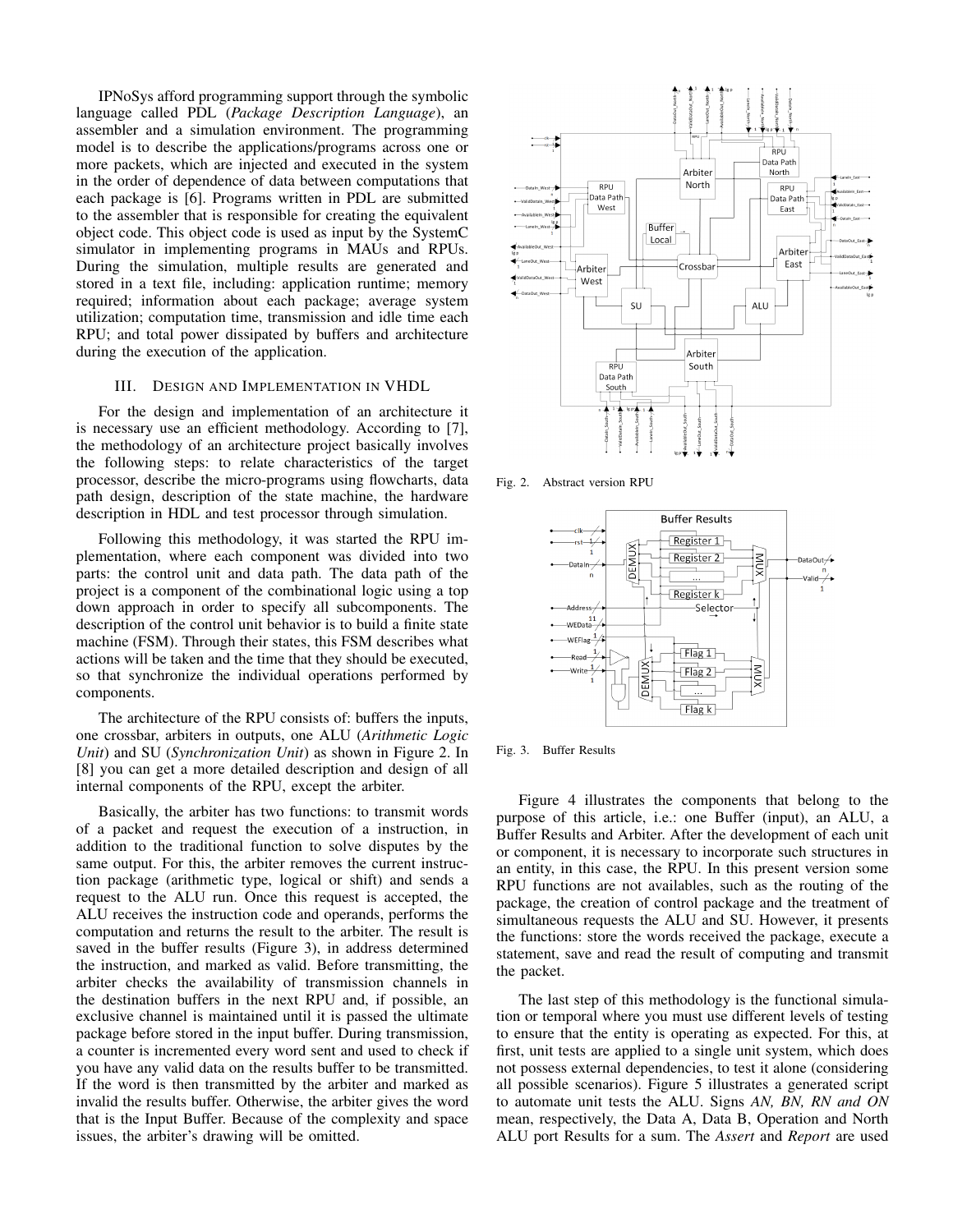IPNoSys afford programming support through the symbolic language called PDL (*Package Description Language*), an assembler and a simulation environment. The programming model is to describe the applications/programs across one or more packets, which are injected and executed in the system in the order of dependence of data between computations that each package is [6]. Programs written in PDL are submitted to the assembler that is responsible for creating the equivalent object code. This object code is used as input by the SystemC simulator in implementing programs in MAUs and RPUs. During the simulation, multiple results are generated and stored in a text file, including: application runtime; memory required; information about each package; average system utilization; computation time, transmission and idle time each RPU; and total power dissipated by buffers and architecture during the execution of the application.

## III. Design and Implementation in VHDL

For the design and implementation of an architecture it is necessary use an efficient methodology. According to [7], the methodology of an architecture project basically involves the following steps: to relate characteristics of the target processor, describe the micro-programs using flowcharts, data path design, description of the state machine, the hardware description in HDL and test processor through simulation.

Following this methodology, it was started the RPU implementation, where each component was divided into two parts: the control unit and data path. The data path of the project is a component of the combinational logic using a top down approach in order to specify all subcomponents. The description of the control unit behavior is to build a finite state machine (FSM). Through their states, this FSM describes what actions will be taken and the time that they should be executed, so that synchronize the individual operations performed by components.

The architecture of the RPU consists of: buffers the inputs, one crossbar, arbiters in outputs, one ALU (*Arithmetic Logic Unit*) and SU (*Synchronization Unit*) as shown in Figure 2. In [8] you can get a more detailed description and design of all internal components of the RPU, except the arbiter.

Basically, the arbiter has two functions: to transmit words of a packet and request the execution of a instruction, in addition to the traditional function to solve disputes by the same output. For this, the arbiter removes the current instruction package (arithmetic type, logical or shift) and sends a request to the ALU run. Once this request is accepted, the ALU receives the instruction code and operands, performs the computation and returns the result to the arbiter. The result is saved in the buffer results (Figure 3), in address determined the instruction, and marked as valid. Before transmitting, the arbiter checks the availability of transmission channels in the destination buffers in the next RPU and, if possible, an exclusive channel is maintained until it is passed the ultimate package before stored in the input buffer. During transmission, a counter is incremented every word sent and used to check if you have any valid data on the results buffer to be transmitted. If the word is then transmitted by the arbiter and marked as invalid the results buffer. Otherwise, the arbiter gives the word that is the Input Buffer. Because of the complexity and space issues, the arbiter's drawing will be omitted.

Fig. 2. Abstract version RPU

Fig. 3. Buffer Results

Figure 4 illustrates the components that belong to the purpose of this article, i.e.: one Buffer (input), an ALU, a Buffer Results and Arbiter. After the development of each unit or component, it is necessary to incorporate such structures in an entity, in this case, the RPU. In this present version some RPU functions are not availables, such as the routing of the package, the creation of control package and the treatment of simultaneous requests the ALU and SU. However, it presents the functions: store the words received the package, execute a statement, save and read the result of computing and transmit the packet.

The last step of this methodology is the functional simulation or temporal where you must use different levels of testing to ensure that the entity is operating as expected. For this, at first, unit tests are applied to a single unit system, which does not possess external dependencies, to test it alone (considering all possible scenarios). Figure 5 illustrates a generated script to automate unit tests the ALU. Signs *AN, BN, RN and ON* mean, respectively, the Data A, Data B, Operation and North ALU port Results for a sum. The *Assert* and *Report* are used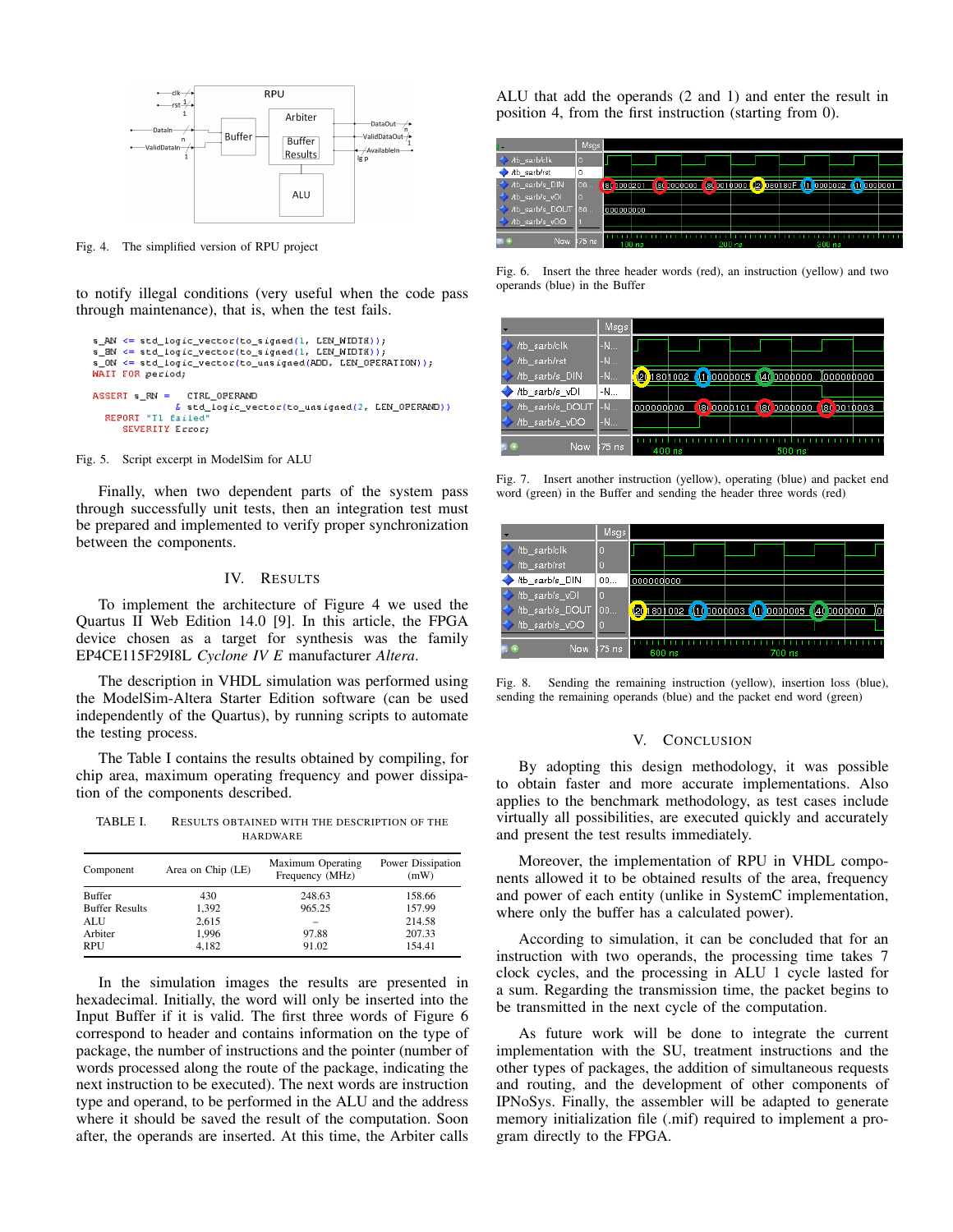Fig. 4. The simplified version of RPU project

to notify illegal conditions (very useful when the code pass through maintenance), that is, when the test fails.

```
s_AN <= std_logic_vector(to_signed(1, LEN_WIDTH));
s_BN <= std_logic_vector(to_signed(1, LEN_WIDTH));
s_ON <= std_logic_vector(to_unsigned(ADD, LEN_OPERATION));
WAIT FOR period;

ASSERT s_RN =   CTRL_OPERAND
             & std_logic_vector(to_unsigned(2, LEN_OPERAND))
  REPORT "T1 failed"
     SEVERITY Error;
```

Fig. 5. Script excerpt in ModelSim for ALU

Finally, when two dependent parts of the system pass through successfully unit tests, then an integration test must be prepared and implemented to verify proper synchronization between the components.

## IV. Results

To implement the architecture of Figure 4 we used the Quartus II Web Edition 14.0 [9]. In this article, the FPGA device chosen as a target for synthesis was the family EP4CE115F29I8L *Cyclone IV E* manufacturer *Altera*.

The description in VHDL simulation was performed using the ModelSim-Altera Starter Edition software (can be used independently of the Quartus), by running scripts to automate the testing process.

The Table I contains the results obtained by compiling, for chip area, maximum operating frequency and power dissipation of the components described.

TABLE I. Results obtained with the description of the hardware

| Component | Area on Chip (LE) | Maximum Operating Frequency (MHz) | Power Dissipation (mW) |
|---|---|---|---|
| Buffer | 430 | 248.63 | 158.66 |
| Buffer Results | 1,392 | 965.25 | 157.99 |
| ALU | 2,615 | – | 214.58 |
| Arbiter | 1,996 | 97.88 | 207.33 |
| RPU | 4,182 | 91.02 | 154.41 |

In the simulation images the results are presented in hexadecimal. Initially, the word will only be inserted into the Input Buffer if it is valid. The first three words of Figure 6 correspond to header and contains information on the type of package, the number of instructions and the pointer (number of words processed along the route of the package, indicating the next instruction to be executed). The next words are instruction type and operand, to be performed in the ALU and the address where it should be saved the result of the computation. Soon after, the operands are inserted. At this time, the Arbiter calls ALU that add the operands (2 and 1) and enter the result in position 4, from the first instruction (starting from 0).

Fig. 6. Insert the three header words (red), an instruction (yellow) and two operands (blue) in the Buffer

Fig. 7. Insert another instruction (yellow), operating (blue) and packet end word (green) in the Buffer and sending the header three words (red)

Fig. 8. Sending the remaining instruction (yellow), insertion loss (blue), sending the remaining operands (blue) and the packet end word (green)

## V. Conclusion

By adopting this design methodology, it was possible to obtain faster and more accurate implementations. Also applies to the benchmark methodology, as test cases include virtually all possibilities, are executed quickly and accurately and present the test results immediately.

Moreover, the implementation of RPU in VHDL components allowed it to be obtained results of the area, frequency and power of each entity (unlike in SystemC implementation, where only the buffer has a calculated power).

According to simulation, it can be concluded that for an instruction with two operands, the processing time takes 7 clock cycles, and the processing in ALU 1 cycle lasted for a sum. Regarding the transmission time, the packet begins to be transmitted in the next cycle of the computation.

As future work will be done to integrate the current implementation with the SU, treatment instructions and the other types of packages, the addition of simultaneous requests and routing, and the development of other components of IPNoSys. Finally, the assembler will be adapted to generate memory initialization file (.mif) required to implement a program directly to the FPGA.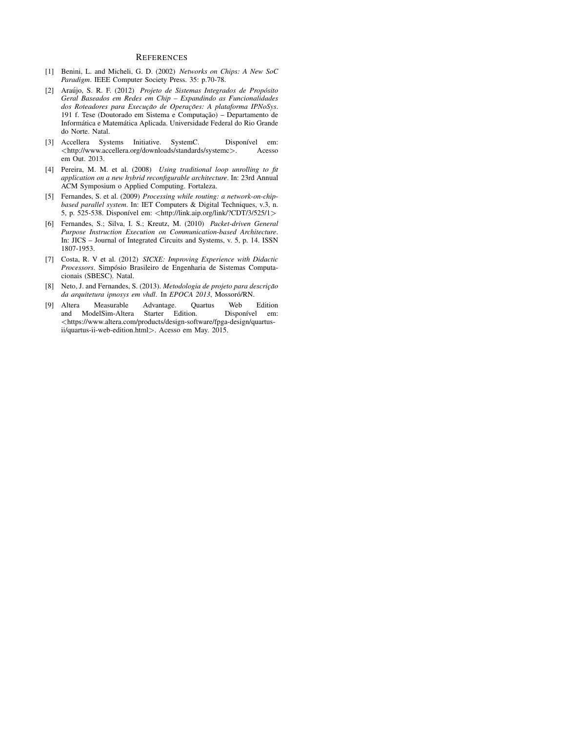## REFERENCES

[1] Benini, L. and Micheli, G. D. (2002) *Networks on Chips: A New SoC Paradigm*. IEEE Computer Society Press. 35: p.70-78.

[2] Araújo, S. R. F. (2012) *Projeto de Sistemas Integrados de Propósito Geral Baseados em Redes em Chip – Expandindo as Funcionalidades dos Roteadores para Execução de Operações: A plataforma IPNoSys*. 191 f. Tese (Doutorado em Sistema e Computação) – Departamento de Informática e Matemática Aplicada. Universidade Federal do Rio Grande do Norte. Natal.

[3] Accellera Systems Initiative. SystemC. Disponível em: <http://www.accellera.org/downloads/standards/systemc>. Acesso em Out. 2013.

[4] Pereira, M. M. et al. (2008) *Using traditional loop unrolling to fit application on a new hybrid reconfigurable architecture*. In: 23rd Annual ACM Symposium o Applied Computing. Fortaleza.

[5] Fernandes, S. et al. (2009) *Processing while routing: a network-on-chip-based parallel system*. In: IET Computers & Digital Techniques, v.3, n. 5, p. 525-538. Disponível em: <http://link.aip.org/link/?CDT/3/525/1>

[6] Fernandes, S.; Silva, I. S.; Kreutz, M. (2010) *Packet-driven General Purpose Instruction Execution on Communication-based Architecture*. In: JICS – Journal of Integrated Circuits and Systems, v. 5, p. 14. ISSN 1807-1953.

[7] Costa, R. V et al. (2012) *SICXE: Improving Experience with Didactic Processors*. Simpósio Brasileiro de Engenharia de Sistemas Computacionais (SBESC). Natal.

[8] Neto, J. and Fernandes, S. (2013). *Metodologia de projeto para descrição da arquitetura ipnosys em vhdl*. In *EPOCA 2013*, Mossoró/RN.

[9] Altera Measurable Advantage. Quartus Web Edition and ModelSim-Altera Starter Edition. Disponível em: <https://www.altera.com/products/design-software/fpga-design/quartus-ii/quartus-ii-web-edition.html>. Acesso em May. 2015.